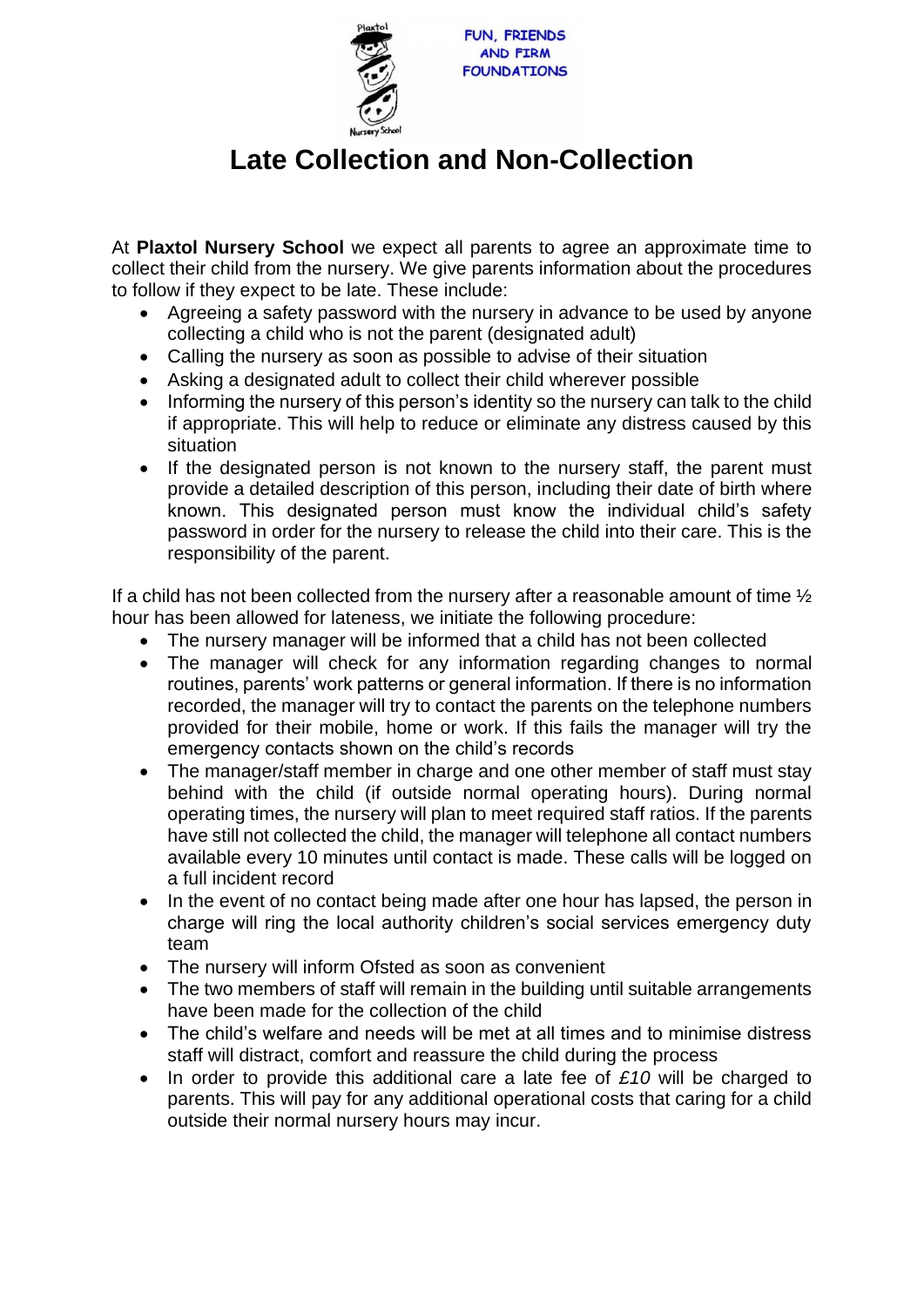FUN, FRIENDS AND FIRM FOUNDATIONS

# Late Collection and Non-Collection

At **Plaxtol Nursery School** we expect all parents to agree an approximate time to collect their child from the nursery. We give parents information about the procedures to follow if they expect to be late. These include:

- Agreeing a safety password with the nursery in advance to be used by anyone collecting a child who is not the parent (designated adult)
- Calling the nursery as soon as possible to advise of their situation
- Asking a designated adult to collect their child wherever possible
- Informing the nursery of this person's identity so the nursery can talk to the child if appropriate. This will help to reduce or eliminate any distress caused by this situation
- If the designated person is not known to the nursery staff, the parent must provide a detailed description of this person, including their date of birth where known. This designated person must know the individual child's safety password in order for the nursery to release the child into their care. This is the responsibility of the parent.

If a child has not been collected from the nursery after a reasonable amount of time ½ hour has been allowed for lateness, we initiate the following procedure:

- The nursery manager will be informed that a child has not been collected
- The manager will check for any information regarding changes to normal routines, parents' work patterns or general information. If there is no information recorded, the manager will try to contact the parents on the telephone numbers provided for their mobile, home or work. If this fails the manager will try the emergency contacts shown on the child's records
- The manager/staff member in charge and one other member of staff must stay behind with the child (if outside normal operating hours). During normal operating times, the nursery will plan to meet required staff ratios. If the parents have still not collected the child, the manager will telephone all contact numbers available every 10 minutes until contact is made. These calls will be logged on a full incident record
- In the event of no contact being made after one hour has lapsed, the person in charge will ring the local authority children's social services emergency duty team
- The nursery will inform Ofsted as soon as convenient
- The two members of staff will remain in the building until suitable arrangements have been made for the collection of the child
- The child's welfare and needs will be met at all times and to minimise distress staff will distract, comfort and reassure the child during the process
- In order to provide this additional care a late fee of *£10* will be charged to parents. This will pay for any additional operational costs that caring for a child outside their normal nursery hours may incur.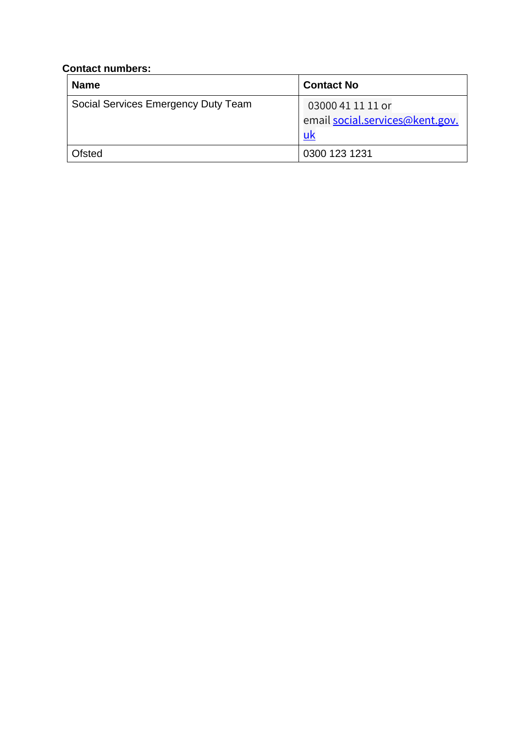**Contact numbers:**

| Name | Contact No |
|---|---|
| Social Services Emergency Duty Team | 03000 41 11 11 or email social.services@kent.gov.uk |
| Ofsted | 0300 123 1231 |